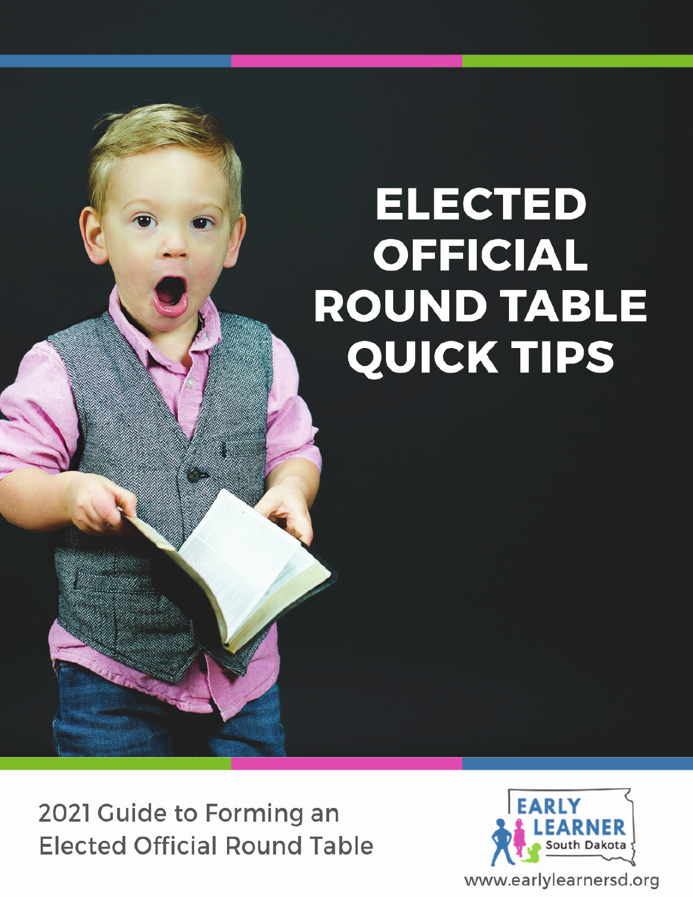# ELECTED OFFICIAL ROUND TABLE QUICK TIPS

2021 Guide to Forming an Elected Official Round Table

EARLY LEARNER South Dakota

www.earlylearnersd.org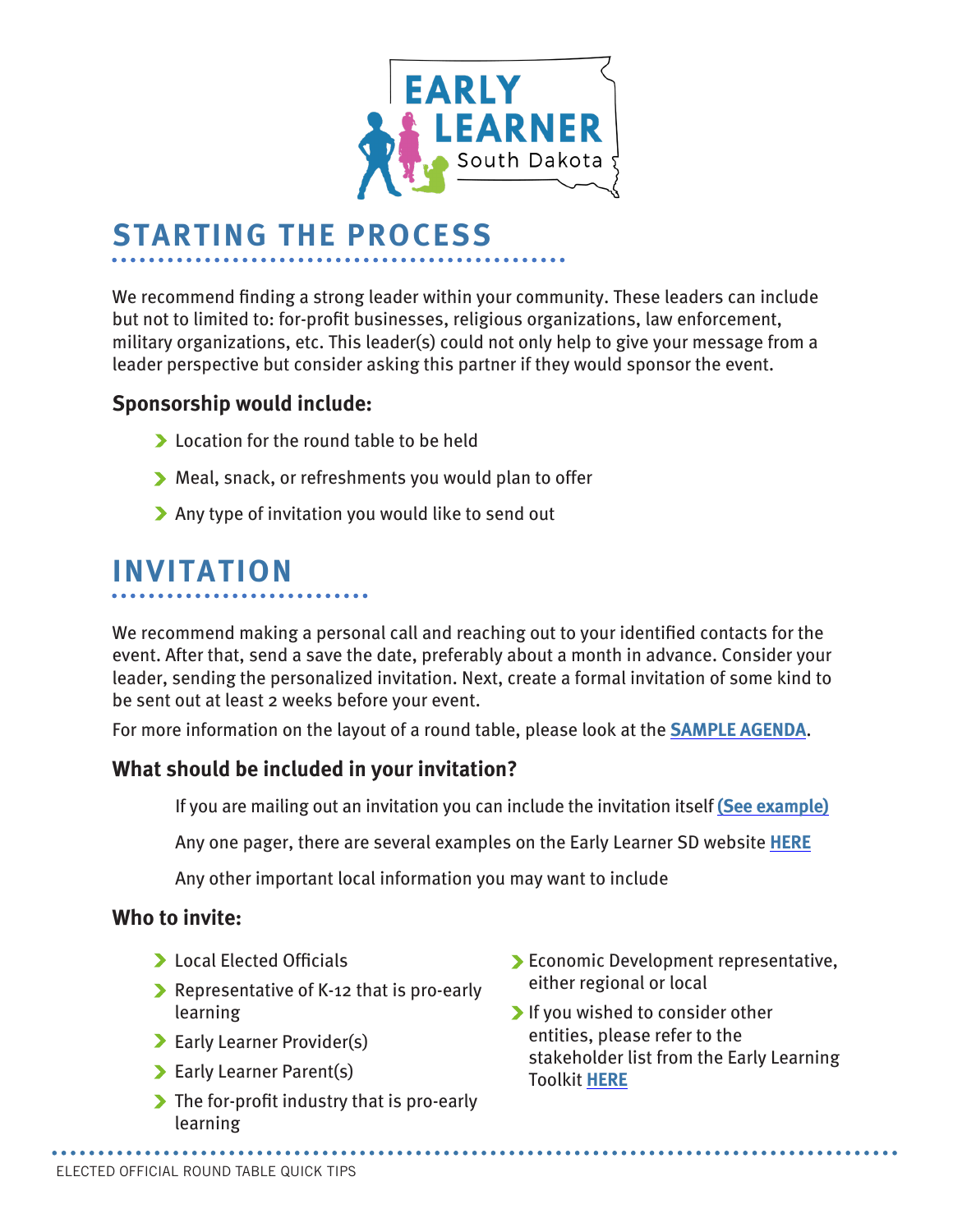# STARTING THE PROCESS

We recommend finding a strong leader within your community. These leaders can include but not to limited to: for-profit businesses, religious organizations, law enforcement, military organizations, etc. This leader(s) could not only help to give your message from a leader perspective but consider asking this partner if they would sponsor the event.

### Sponsorship would include:

- Location for the round table to be held
- Meal, snack, or refreshments you would plan to offer
- Any type of invitation you would like to send out

# INVITATION

We recommend making a personal call and reaching out to your identified contacts for the event. After that, send a save the date, preferably about a month in advance. Consider your leader, sending the personalized invitation. Next, create a formal invitation of some kind to be sent out at least 2 weeks before your event.

For more information on the layout of a round table, please look at the **SAMPLE AGENDA**.

### What should be included in your invitation?

If you are mailing out an invitation you can include the invitation itself **(See example)**

Any one pager, there are several examples on the Early Learner SD website **HERE**

Any other important local information you may want to include

### Who to invite:

- Local Elected Officials
- Representative of K-12 that is pro-early learning
- Early Learner Provider(s)
- Early Learner Parent(s)
- The for-profit industry that is pro-early learning
- Economic Development representative, either regional or local
- If you wished to consider other entities, please refer to the stakeholder list from the Early Learning Toolkit **HERE**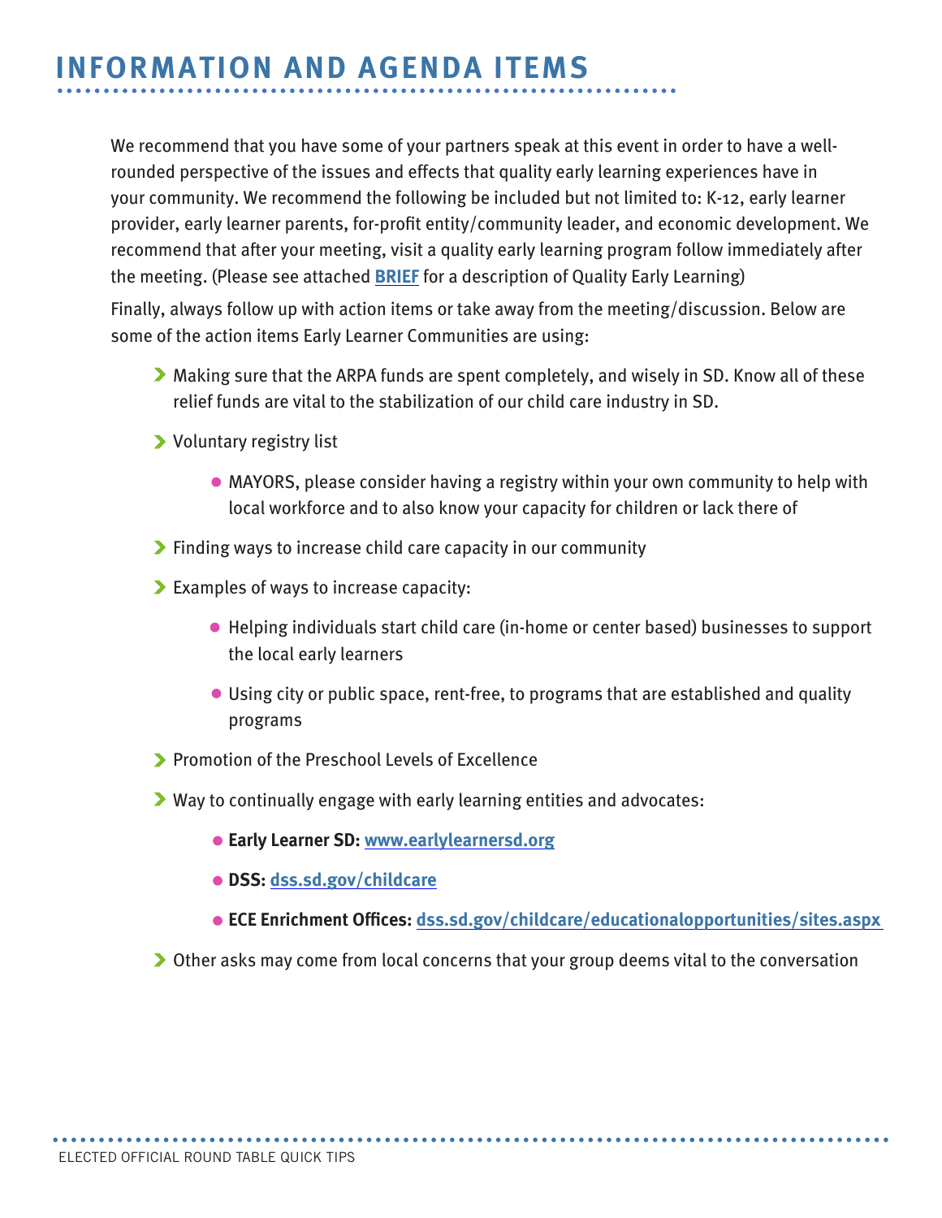# INFORMATION AND AGENDA ITEMS

We recommend that you have some of your partners speak at this event in order to have a well-rounded perspective of the issues and effects that quality early learning experiences have in your community. We recommend the following be included but not limited to: K-12, early learner provider, early learner parents, for-profit entity/community leader, and economic development. We recommend that after your meeting, visit a quality early learning program follow immediately after the meeting. (Please see attached **BRIEF** for a description of Quality Early Learning)

Finally, always follow up with action items or take away from the meeting/discussion. Below are some of the action items Early Learner Communities are using:

- Making sure that the ARPA funds are spent completely, and wisely in SD. Know all of these relief funds are vital to the stabilization of our child care industry in SD.
- Voluntary registry list
  - MAYORS, please consider having a registry within your own community to help with local workforce and to also know your capacity for children or lack there of
- Finding ways to increase child care capacity in our community
- Examples of ways to increase capacity:
  - Helping individuals start child care (in-home or center based) businesses to support the local early learners
  - Using city or public space, rent-free, to programs that are established and quality programs
- Promotion of the Preschool Levels of Excellence
- Way to continually engage with early learning entities and advocates:
  - **Early Learner SD:** www.earlylearnersd.org
  - **DSS:** dss.sd.gov/childcare
  - **ECE Enrichment Offices:** dss.sd.gov/childcare/educationalopportunities/sites.aspx
- Other asks may come from local concerns that your group deems vital to the conversation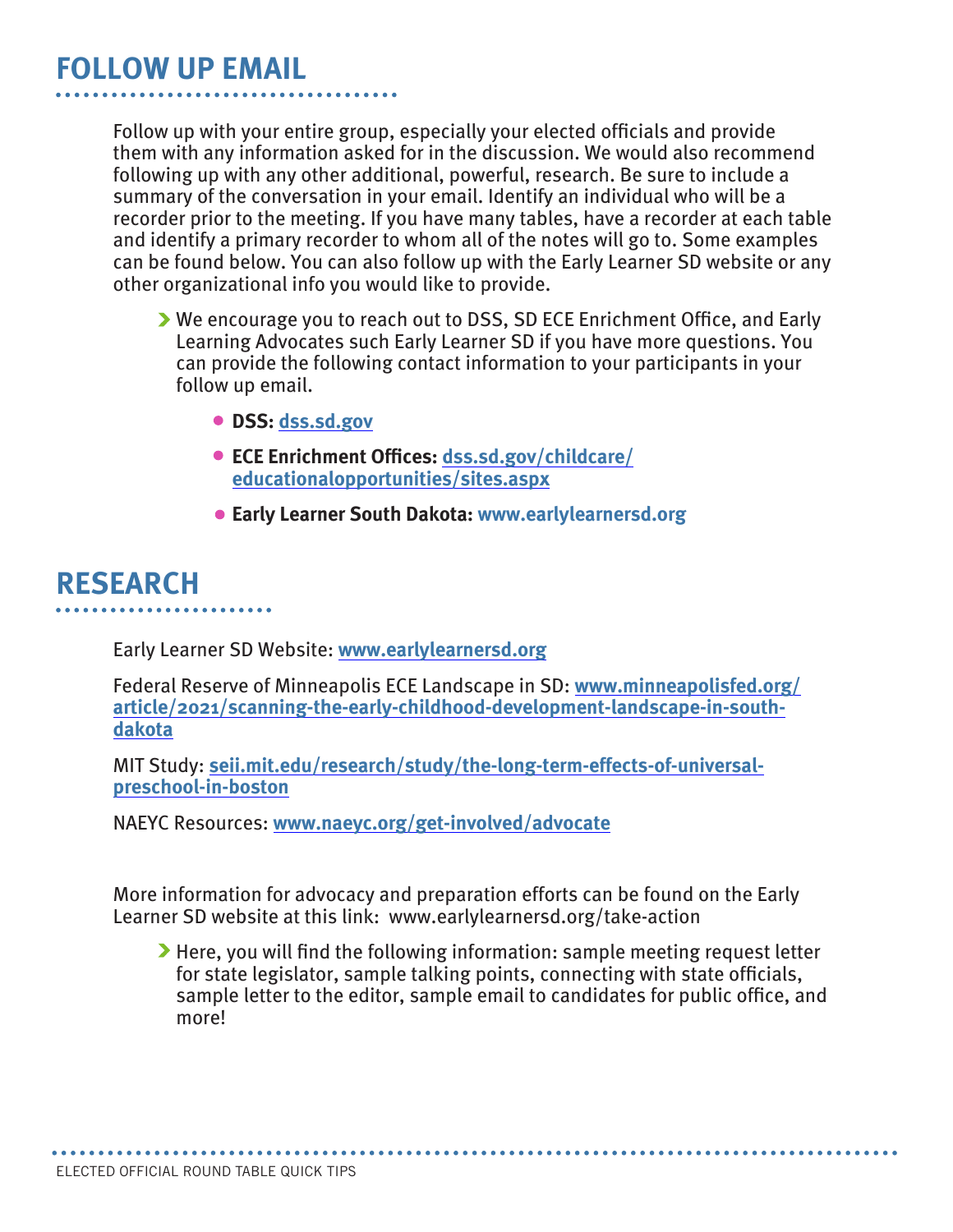## FOLLOW UP EMAIL

Follow up with your entire group, especially your elected officials and provide them with any information asked for in the discussion. We would also recommend following up with any other additional, powerful, research. Be sure to include a summary of the conversation in your email. Identify an individual who will be a recorder prior to the meeting. If you have many tables, have a recorder at each table and identify a primary recorder to whom all of the notes will go to. Some examples can be found below. You can also follow up with the Early Learner SD website or any other organizational info you would like to provide.

- We encourage you to reach out to DSS, SD ECE Enrichment Office, and Early Learning Advocates such Early Learner SD if you have more questions. You can provide the following contact information to your participants in your follow up email.
  - **DSS:** **dss.sd.gov**
  - **ECE Enrichment Offices:** **dss.sd.gov/childcare/educationalopportunities/sites.aspx**
  - **Early Learner South Dakota:** **www.earlylearnersd.org**

## RESEARCH

Early Learner SD Website: **www.earlylearnersd.org**

Federal Reserve of Minneapolis ECE Landscape in SD: **www.minneapolisfed.org/article/2021/scanning-the-early-childhood-development-landscape-in-south-dakota**

MIT Study: **seii.mit.edu/research/study/the-long-term-effects-of-universal-preschool-in-boston**

NAEYC Resources: **www.naeyc.org/get-involved/advocate**

More information for advocacy and preparation efforts can be found on the Early Learner SD website at this link: www.earlylearnersd.org/take-action

- Here, you will find the following information: sample meeting request letter for state legislator, sample talking points, connecting with state officials, sample letter to the editor, sample email to candidates for public office, and more!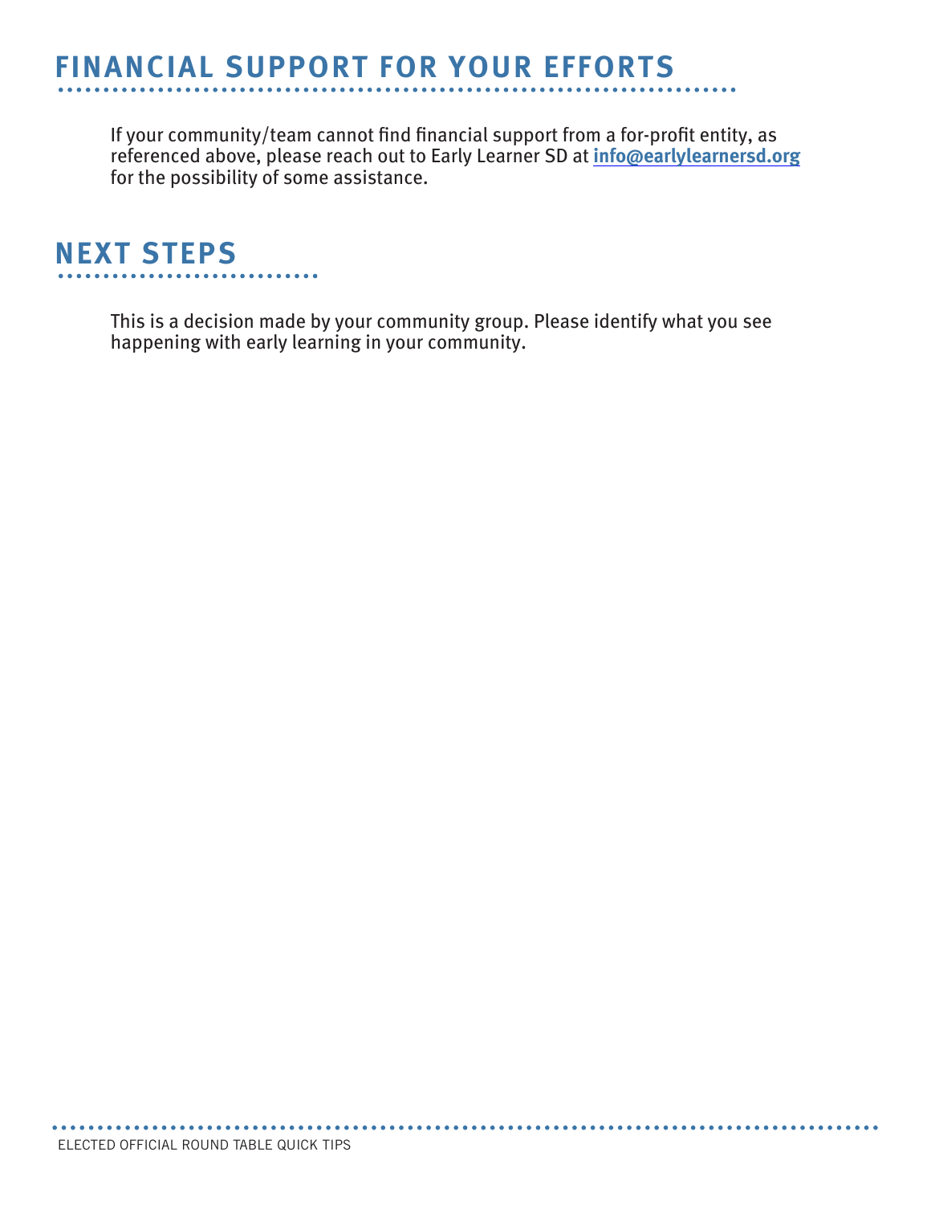## FINANCIAL SUPPORT FOR YOUR EFFORTS

If your community/team cannot find financial support from a for-profit entity, as referenced above, please reach out to Early Learner SD at **info@earlylearnersd.org** for the possibility of some assistance.

## NEXT STEPS

This is a decision made by your community group. Please identify what you see happening with early learning in your community.